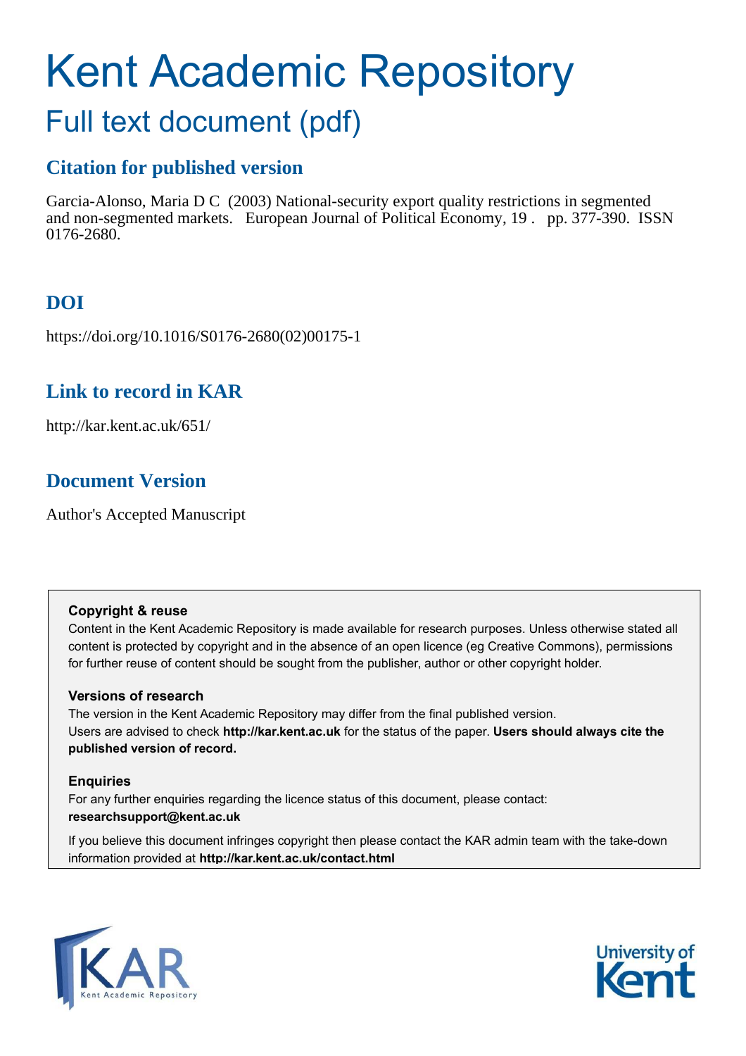# Kent Academic Repository

## Full text document (pdf)

### Citation for published version

Garcia-Alonso, Maria D C (2003) National-security export quality restrictions in segmented and non-segmented markets. European Journal of Political Economy, 19 . pp. 377-390. ISSN 0176-2680.

### DOI

https://doi.org/10.1016/S0176-2680(02)00175-1

### Link to record in KAR

http://kar.kent.ac.uk/651/

### Document Version

Author's Accepted Manuscript

**Copyright & reuse**

Content in the Kent Academic Repository is made available for research purposes. Unless otherwise stated all content is protected by copyright and in the absence of an open licence (eg Creative Commons), permissions for further reuse of content should be sought from the publisher, author or other copyright holder.

**Versions of research**

The version in the Kent Academic Repository may differ from the final published version.
Users are advised to check **http://kar.kent.ac.uk** for the status of the paper. **Users should always cite the published version of record.**

**Enquiries**

For any further enquiries regarding the licence status of this document, please contact:
**researchsupport@kent.ac.uk**

If you believe this document infringes copyright then please contact the KAR admin team with the take-down information provided at **http://kar.kent.ac.uk/contact.html**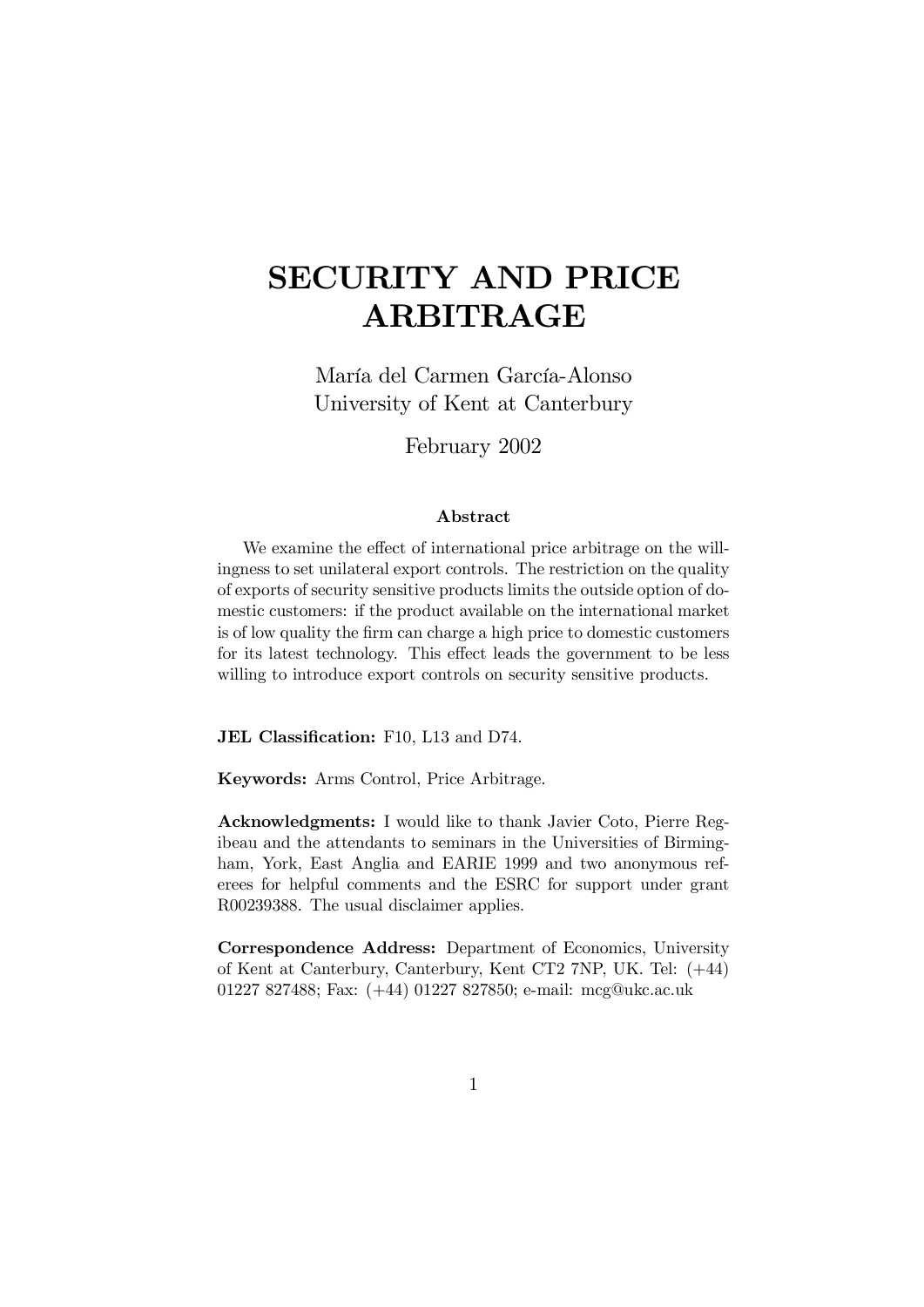# SECURITY AND PRICE ARBITRAGE

María del Carmen García-Alonso
University of Kent at Canterbury

February 2002

### Abstract

We examine the effect of international price arbitrage on the willingness to set unilateral export controls. The restriction on the quality of exports of security sensitive products limits the outside option of domestic customers: if the product available on the international market is of low quality the firm can charge a high price to domestic customers for its latest technology. This effect leads the government to be less willing to introduce export controls on security sensitive products.

**JEL Classification:** F10, L13 and D74.

**Keywords:** Arms Control, Price Arbitrage.

**Acknowledgments:** I would like to thank Javier Coto, Pierre Regibeau and the attendants to seminars in the Universities of Birmingham, York, East Anglia and EARIE 1999 and two anonymous referees for helpful comments and the ESRC for support under grant R00239388. The usual disclaimer applies.

**Correspondence Address:** Department of Economics, University of Kent at Canterbury, Canterbury, Kent CT2 7NP, UK. Tel: (+44) 01227 827488; Fax: (+44) 01227 827850; e-mail: mcg@ukc.ac.uk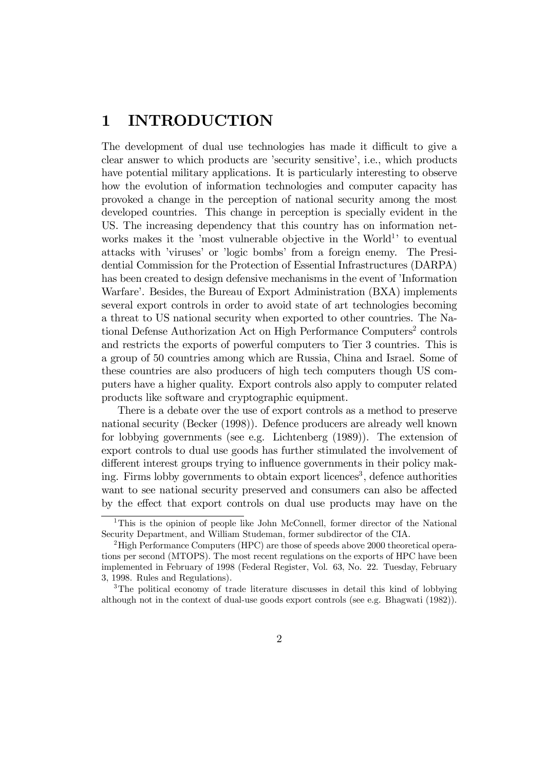# 1 INTRODUCTION

The development of dual use technologies has made it difficult to give a clear answer to which products are 'security sensitive', i.e., which products have potential military applications. It is particularly interesting to observe how the evolution of information technologies and computer capacity has provoked a change in the perception of national security among the most developed countries. This change in perception is specially evident in the US. The increasing dependency that this country has on information networks makes it the 'most vulnerable objective in the World[1]' to eventual attacks with 'viruses' or 'logic bombs' from a foreign enemy. The Presidential Commission for the Protection of Essential Infrastructures (DARPA) has been created to design defensive mechanisms in the event of 'Information Warfare'. Besides, the Bureau of Export Administration (BXA) implements several export controls in order to avoid state of art technologies becoming a threat to US national security when exported to other countries. The National Defense Authorization Act on High Performance Computers[2] controls and restricts the exports of powerful computers to Tier 3 countries. This is a group of 50 countries among which are Russia, China and Israel. Some of these countries are also producers of high tech computers though US computers have a higher quality. Export controls also apply to computer related products like software and cryptographic equipment.

There is a debate over the use of export controls as a method to preserve national security (Becker (1998)). Defence producers are already well known for lobbying governments (see e.g. Lichtenberg (1989)). The extension of export controls to dual use goods has further stimulated the involvement of different interest groups trying to influence governments in their policy making. Firms lobby governments to obtain export licences[3], defence authorities want to see national security preserved and consumers can also be affected by the effect that export controls on dual use products may have on the

[1] This is the opinion of people like John McConnell, former director of the National Security Department, and William Studeman, former subdirector of the CIA.

[2] High Performance Computers (HPC) are those of speeds above 2000 theoretical operations per second (MTOPS). The most recent regulations on the exports of HPC have been implemented in February of 1998 (Federal Register, Vol. 63, No. 22. Tuesday, February 3, 1998. Rules and Regulations).

[3] The political economy of trade literature discusses in detail this kind of lobbying although not in the context of dual-use goods export controls (see e.g. Bhagwati (1982)).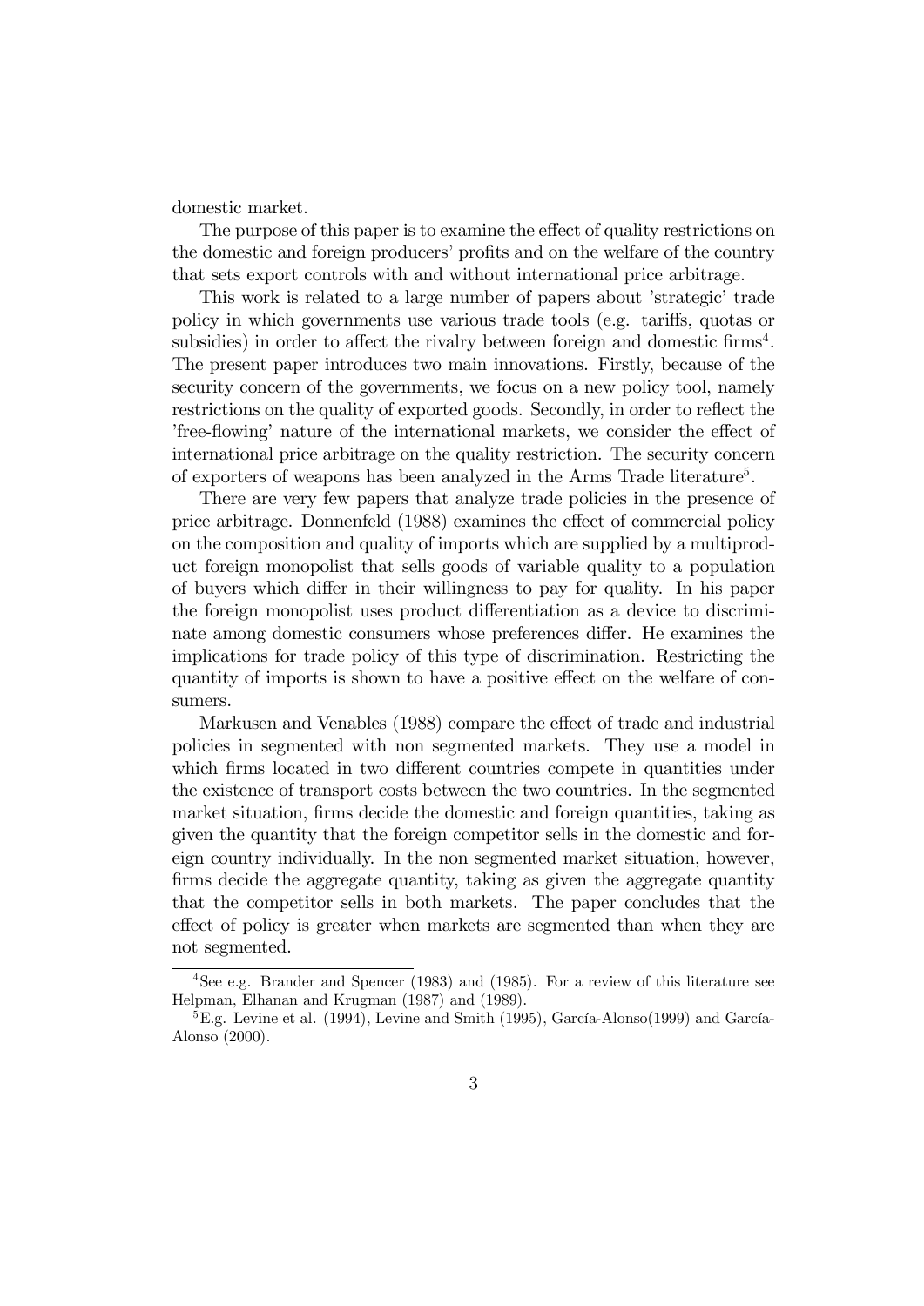domestic market.

The purpose of this paper is to examine the effect of quality restrictions on the domestic and foreign producers' profits and on the welfare of the country that sets export controls with and without international price arbitrage.

This work is related to a large number of papers about 'strategic' trade policy in which governments use various trade tools (e.g. tariffs, quotas or subsidies) in order to affect the rivalry between foreign and domestic firms[4]. The present paper introduces two main innovations. Firstly, because of the security concern of the governments, we focus on a new policy tool, namely restrictions on the quality of exported goods. Secondly, in order to reflect the 'free-flowing' nature of the international markets, we consider the effect of international price arbitrage on the quality restriction. The security concern of exporters of weapons has been analyzed in the Arms Trade literature[5].

There are very few papers that analyze trade policies in the presence of price arbitrage. Donnenfeld (1988) examines the effect of commercial policy on the composition and quality of imports which are supplied by a multiproduct foreign monopolist that sells goods of variable quality to a population of buyers which differ in their willingness to pay for quality. In his paper the foreign monopolist uses product differentiation as a device to discriminate among domestic consumers whose preferences differ. He examines the implications for trade policy of this type of discrimination. Restricting the quantity of imports is shown to have a positive effect on the welfare of consumers.

Markusen and Venables (1988) compare the effect of trade and industrial policies in segmented with non segmented markets. They use a model in which firms located in two different countries compete in quantities under the existence of transport costs between the two countries. In the segmented market situation, firms decide the domestic and foreign quantities, taking as given the quantity that the foreign competitor sells in the domestic and foreign country individually. In the non segmented market situation, however, firms decide the aggregate quantity, taking as given the aggregate quantity that the competitor sells in both markets. The paper concludes that the effect of policy is greater when markets are segmented than when they are not segmented.

---

[4] See e.g. Brander and Spencer (1983) and (1985). For a review of this literature see Helpman, Elhanan and Krugman (1987) and (1989).

[5] E.g. Levine et al. (1994), Levine and Smith (1995), García-Alonso(1999) and García-Alonso (2000).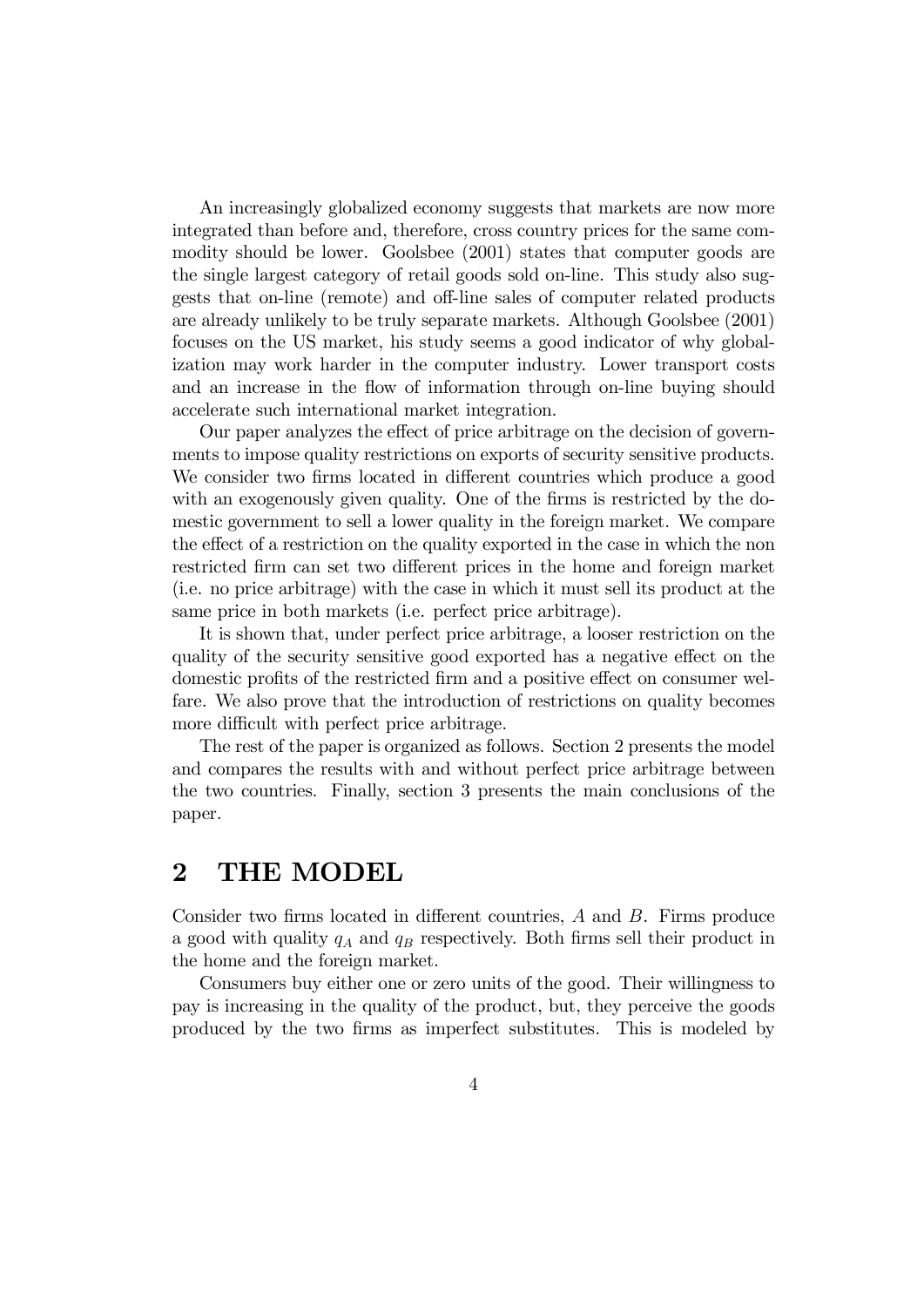An increasingly globalized economy suggests that markets are now more integrated than before and, therefore, cross country prices for the same commodity should be lower. Goolsbee (2001) states that computer goods are the single largest category of retail goods sold on-line. This study also suggests that on-line (remote) and off-line sales of computer related products are already unlikely to be truly separate markets. Although Goolsbee (2001) focuses on the US market, his study seems a good indicator of why globalization may work harder in the computer industry. Lower transport costs and an increase in the flow of information through on-line buying should accelerate such international market integration.

Our paper analyzes the effect of price arbitrage on the decision of governments to impose quality restrictions on exports of security sensitive products. We consider two firms located in different countries which produce a good with an exogenously given quality. One of the firms is restricted by the domestic government to sell a lower quality in the foreign market. We compare the effect of a restriction on the quality exported in the case in which the non restricted firm can set two different prices in the home and foreign market (i.e. no price arbitrage) with the case in which it must sell its product at the same price in both markets (i.e. perfect price arbitrage).

It is shown that, under perfect price arbitrage, a looser restriction on the quality of the security sensitive good exported has a negative effect on the domestic profits of the restricted firm and a positive effect on consumer welfare. We also prove that the introduction of restrictions on quality becomes more difficult with perfect price arbitrage.

The rest of the paper is organized as follows. Section 2 presents the model and compares the results with and without perfect price arbitrage between the two countries. Finally, section 3 presents the main conclusions of the paper.

## 2 THE MODEL

Consider two firms located in different countries, $A$ and $B$. Firms produce a good with quality $q_A$ and $q_B$ respectively. Both firms sell their product in the home and the foreign market.

Consumers buy either one or zero units of the good. Their willingness to pay is increasing in the quality of the product, but, they perceive the goods produced by the two firms as imperfect substitutes. This is modeled by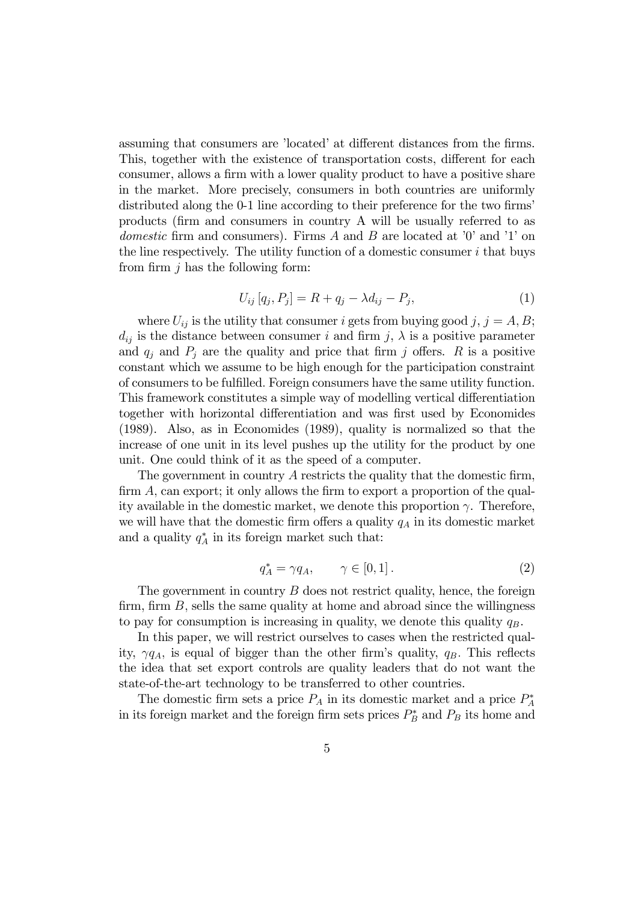assuming that consumers are 'located' at different distances from the firms. This, together with the existence of transportation costs, different for each consumer, allows a firm with a lower quality product to have a positive share in the market. More precisely, consumers in both countries are uniformly distributed along the 0-1 line according to their preference for the two firms' products (firm and consumers in country A will be usually referred to as *domestic* firm and consumers). Firms $A$ and $B$ are located at '0' and '1' on the line respectively. The utility function of a domestic consumer $i$ that buys from firm $j$ has the following form:

$$U_{ij}\left[q_j, P_j\right] = R + q_j - \lambda d_{ij} - P_j, \tag{1}$$

where $U_{ij}$ is the utility that consumer $i$ gets from buying good $j$, $j = A, B$; $d_{ij}$ is the distance between consumer $i$ and firm $j$, $\lambda$ is a positive parameter and $q_j$ and $P_j$ are the quality and price that firm $j$ offers. $R$ is a positive constant which we assume to be high enough for the participation constraint of consumers to be fulfilled. Foreign consumers have the same utility function. This framework constitutes a simple way of modelling vertical differentiation together with horizontal differentiation and was first used by Economides (1989). Also, as in Economides (1989), quality is normalized so that the increase of one unit in its level pushes up the utility for the product by one unit. One could think of it as the speed of a computer.

The government in country $A$ restricts the quality that the domestic firm, firm $A$, can export; it only allows the firm to export a proportion of the quality available in the domestic market, we denote this proportion $\gamma$. Therefore, we will have that the domestic firm offers a quality $q_A$ in its domestic market and a quality $q_A^*$ in its foreign market such that:

$$q_A^* = \gamma q_A, \qquad \gamma \in [0, 1]. \tag{2}$$

The government in country $B$ does not restrict quality, hence, the foreign firm, firm $B$, sells the same quality at home and abroad since the willingness to pay for consumption is increasing in quality, we denote this quality $q_B$.

In this paper, we will restrict ourselves to cases when the restricted quality, $\gamma q_A$, is equal of bigger than the other firm's quality, $q_B$. This reflects the idea that set export controls are quality leaders that do not want the state-of-the-art technology to be transferred to other countries.

The domestic firm sets a price $P_A$ in its domestic market and a price $P_A^*$ in its foreign market and the foreign firm sets prices $P_B^*$ and $P_B$ its home and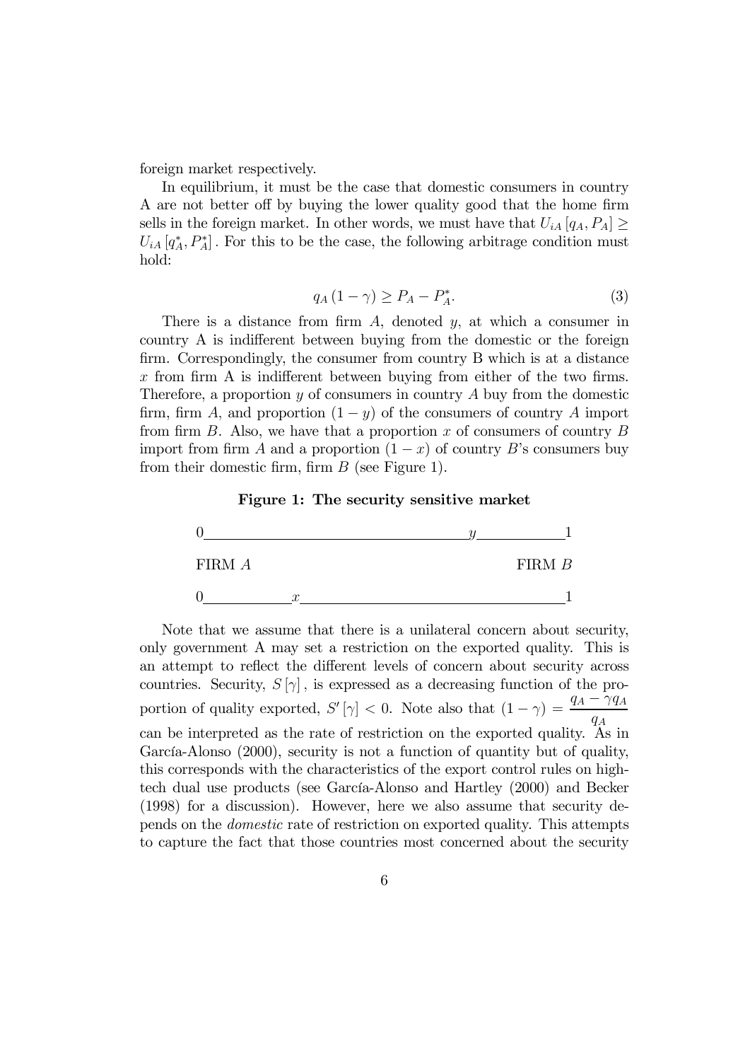foreign market respectively.

In equilibrium, it must be the case that domestic consumers in country A are not better off by buying the lower quality good that the home firm sells in the foreign market. In other words, we must have that $U_{iA}[q_A, P_A] \geq U_{iA}[q_A^*, P_A^*]$. For this to be the case, the following arbitrage condition must hold:

$$q_A(1-\gamma) \geq P_A - P_A^*. \tag{3}$$

There is a distance from firm $A$, denoted $y$, at which a consumer in country A is indifferent between buying from the domestic or the foreign firm. Correspondingly, the consumer from country B which is at a distance $x$ from firm A is indifferent between buying from either of the two firms. Therefore, a proportion $y$ of consumers in country $A$ buy from the domestic firm, firm $A$, and proportion $(1-y)$ of the consumers of country $A$ import from firm $B$. Also, we have that a proportion $x$ of consumers of country $B$ import from firm $A$ and a proportion $(1-x)$ of country $B$'s consumers buy from their domestic firm, firm $B$ (see Figure 1).

**Figure 1: The security sensitive market**

```
0________________________________y__________1

FIRM A                                 FIRM B

0__________x________________________________1
```

Note that we assume that there is a unilateral concern about security, only government A may set a restriction on the exported quality. This is an attempt to reflect the different levels of concern about security across countries. Security, $S[\gamma]$, is expressed as a decreasing function of the proportion of quality exported, $S'[\gamma] < 0$. Note also that $(1-\gamma) = \dfrac{q_A - \gamma q_A}{q_A}$ can be interpreted as the rate of restriction on the exported quality. As in García-Alonso (2000), security is not a function of quantity but of quality, this corresponds with the characteristics of the export control rules on high-tech dual use products (see García-Alonso and Hartley (2000) and Becker (1998) for a discussion). However, here we also assume that security depends on the *domestic* rate of restriction on exported quality. This attempts to capture the fact that those countries most concerned about the security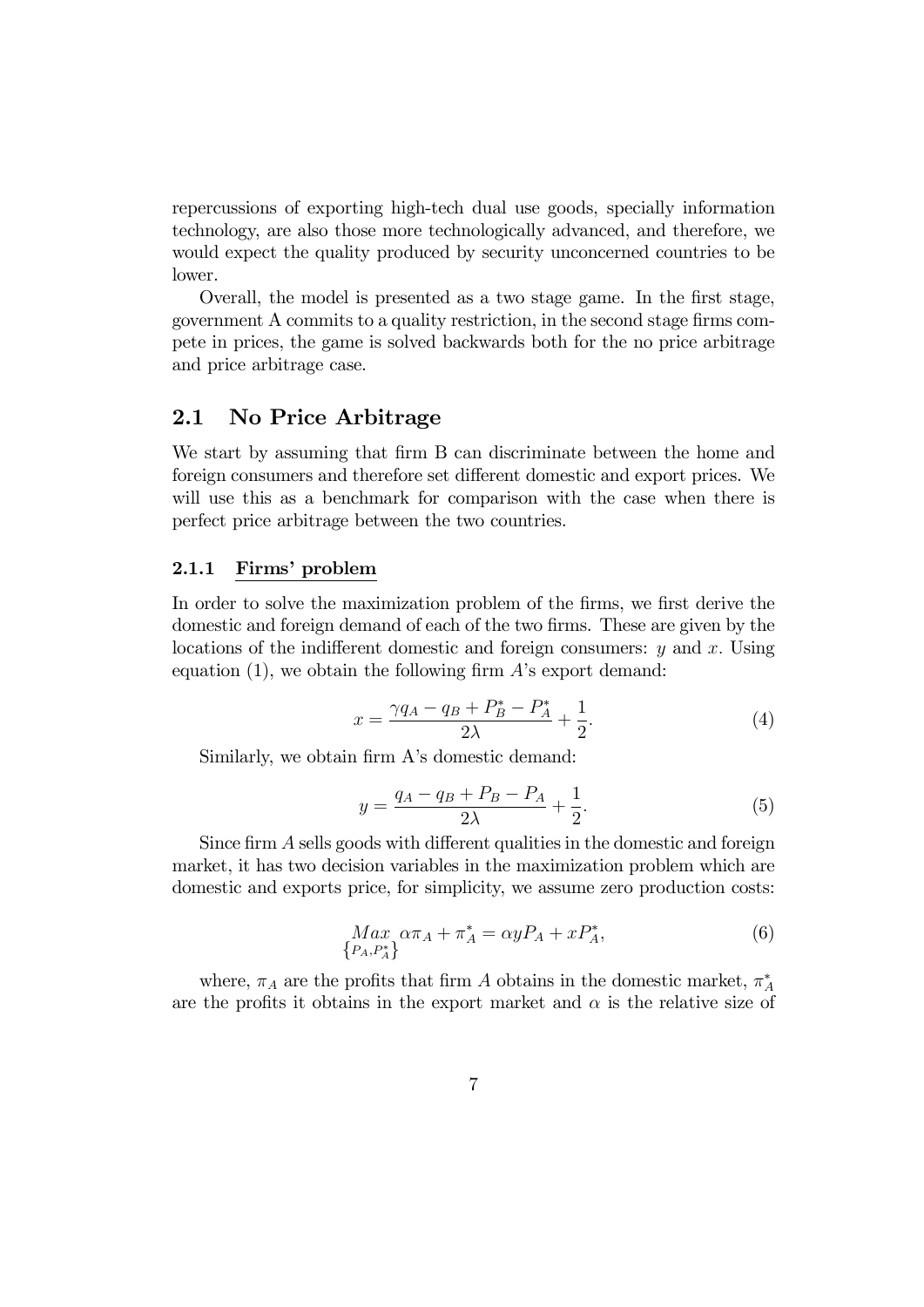repercussions of exporting high-tech dual use goods, specially information technology, are also those more technologically advanced, and therefore, we would expect the quality produced by security unconcerned countries to be lower.

Overall, the model is presented as a two stage game. In the first stage, government A commits to a quality restriction, in the second stage firms compete in prices, the game is solved backwards both for the no price arbitrage and price arbitrage case.

## 2.1 No Price Arbitrage

We start by assuming that firm B can discriminate between the home and foreign consumers and therefore set different domestic and export prices. We will use this as a benchmark for comparison with the case when there is perfect price arbitrage between the two countries.

### 2.1.1 Firms' problem

In order to solve the maximization problem of the firms, we first derive the domestic and foreign demand of each of the two firms. These are given by the locations of the indifferent domestic and foreign consumers: $y$ and $x$. Using equation (1), we obtain the following firm $A$'s export demand:

$$x = \frac{\gamma q_A - q_B + P_B^* - P_A^*}{2\lambda} + \frac{1}{2}. \tag{4}$$

Similarly, we obtain firm A's domestic demand:

$$y = \frac{q_A - q_B + P_B - P_A}{2\lambda} + \frac{1}{2}. \tag{5}$$

Since firm $A$ sells goods with different qualities in the domestic and foreign market, it has two decision variables in the maximization problem which are domestic and exports price, for simplicity, we assume zero production costs:

$$\underset{\{P_A, P_A^*\}}{Max} \; \alpha\pi_A + \pi_A^* = \alpha y P_A + x P_A^*, \tag{6}$$

where, $\pi_A$ are the profits that firm $A$ obtains in the domestic market, $\pi_A^*$ are the profits it obtains in the export market and $\alpha$ is the relative size of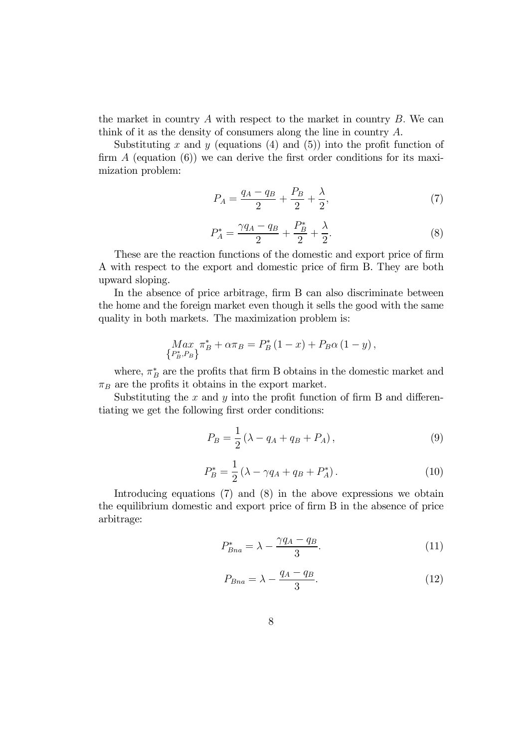the market in country $A$ with respect to the market in country $B$. We can think of it as the density of consumers along the line in country $A$.

Substituting $x$ and $y$ (equations (4) and (5)) into the profit function of firm $A$ (equation (6)) we can derive the first order conditions for its maximization problem:

$$P_A = \frac{q_A - q_B}{2} + \frac{P_B}{2} + \frac{\lambda}{2}, \tag{7}$$

$$P_A^* = \frac{\gamma q_A - q_B}{2} + \frac{P_B^*}{2} + \frac{\lambda}{2}. \tag{8}$$

These are the reaction functions of the domestic and export price of firm A with respect to the export and domestic price of firm B. They are both upward sloping.

In the absence of price arbitrage, firm B can also discriminate between the home and the foreign market even though it sells the good with the same quality in both markets. The maximization problem is:

$$\underset{\{P_B^*, P_B\}}{Max} \; \pi_B^* + \alpha \pi_B = P_B^* (1 - x) + P_B \alpha (1 - y),$$

where, $\pi_B^*$ are the profits that firm B obtains in the domestic market and $\pi_B$ are the profits it obtains in the export market.

Substituting the $x$ and $y$ into the profit function of firm B and differentiating we get the following first order conditions:

$$P_B = \frac{1}{2} (\lambda - q_A + q_B + P_A), \tag{9}$$

$$P_B^* = \frac{1}{2} (\lambda - \gamma q_A + q_B + P_A^*). \tag{10}$$

Introducing equations (7) and (8) in the above expressions we obtain the equilibrium domestic and export price of firm B in the absence of price arbitrage:

$$P_{Bna}^* = \lambda - \frac{\gamma q_A - q_B}{3}. \tag{11}$$

$$P_{Bna} = \lambda - \frac{q_A - q_B}{3}. \tag{12}$$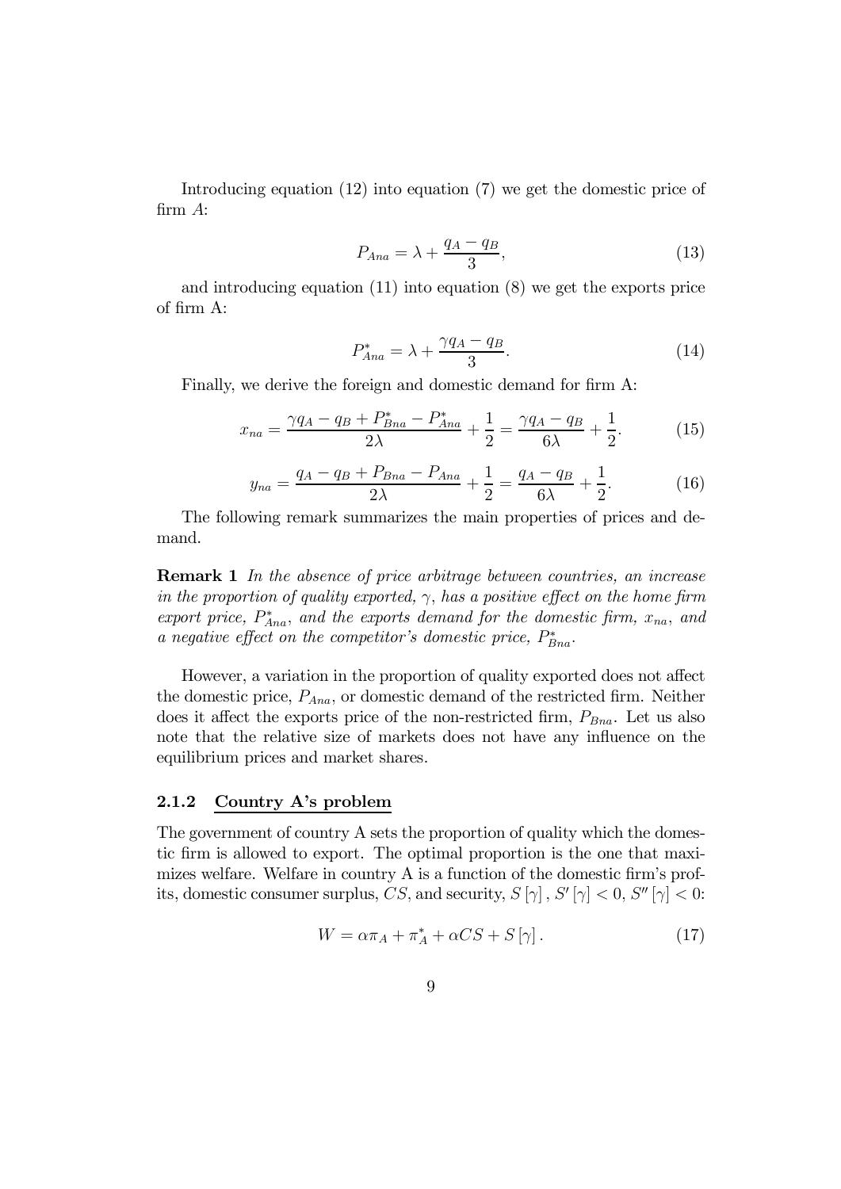Introducing equation (12) into equation (7) we get the domestic price of firm $A$:

$$P_{Ana} = \lambda + \frac{q_A - q_B}{3}, \tag{13}$$

and introducing equation (11) into equation (8) we get the exports price of firm A:

$$P^*_{Ana} = \lambda + \frac{\gamma q_A - q_B}{3}. \tag{14}$$

Finally, we derive the foreign and domestic demand for firm A:

$$x_{na} = \frac{\gamma q_A - q_B + P^*_{Bna} - P^*_{Ana}}{2\lambda} + \frac{1}{2} = \frac{\gamma q_A - q_B}{6\lambda} + \frac{1}{2}. \tag{15}$$

$$y_{na} = \frac{q_A - q_B + P_{Bna} - P_{Ana}}{2\lambda} + \frac{1}{2} = \frac{q_A - q_B}{6\lambda} + \frac{1}{2}. \tag{16}$$

The following remark summarizes the main properties of prices and demand.

**Remark 1** *In the absence of price arbitrage between countries, an increase in the proportion of quality exported, $\gamma$, has a positive effect on the home firm export price, $P^*_{Ana}$, and the exports demand for the domestic firm, $x_{na}$, and a negative effect on the competitor's domestic price, $P^*_{Bna}$.*

However, a variation in the proportion of quality exported does not affect the domestic price, $P_{Ana}$, or domestic demand of the restricted firm. Neither does it affect the exports price of the non-restricted firm, $P_{Bna}$. Let us also note that the relative size of markets does not have any influence on the equilibrium prices and market shares.

### 2.1.2 Country A's problem

The government of country A sets the proportion of quality which the domestic firm is allowed to export. The optimal proportion is the one that maximizes welfare. Welfare in country A is a function of the domestic firm's profits, domestic consumer surplus, $CS$, and security, $S[\gamma]$, $S'[\gamma] < 0$, $S''[\gamma] < 0$:

$$W = \alpha \pi_A + \pi^*_A + \alpha CS + S[\gamma]. \tag{17}$$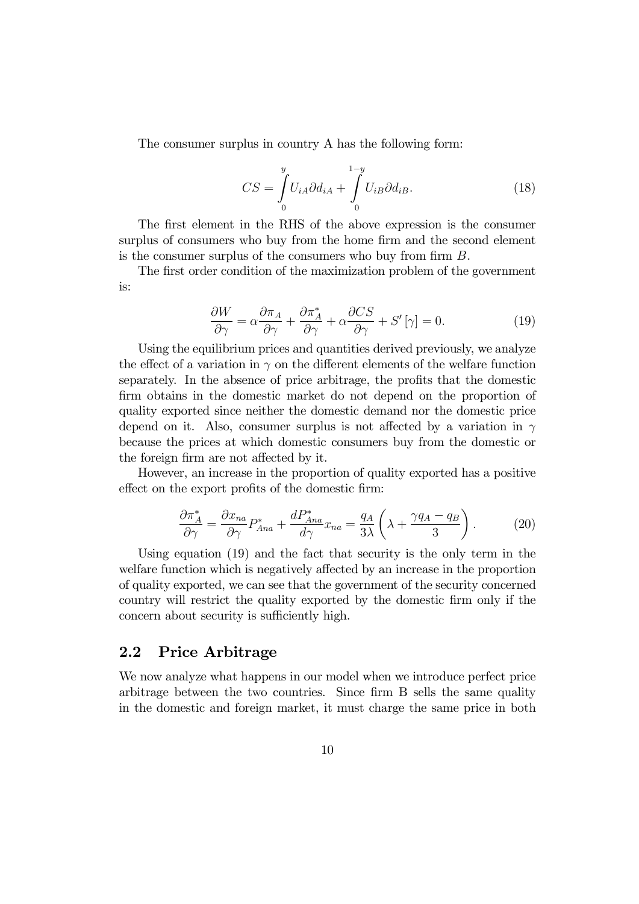The consumer surplus in country A has the following form:

$$CS = \int_{0}^{y} U_{iA} \partial d_{iA} + \int_{0}^{1-y} U_{iB} \partial d_{iB}. \tag{18}$$

The first element in the RHS of the above expression is the consumer surplus of consumers who buy from the home firm and the second element is the consumer surplus of the consumers who buy from firm $B$.

The first order condition of the maximization problem of the government is:

$$\frac{\partial W}{\partial \gamma} = \alpha \frac{\partial \pi_A}{\partial \gamma} + \frac{\partial \pi_A^*}{\partial \gamma} + \alpha \frac{\partial CS}{\partial \gamma} + S'[\gamma] = 0. \tag{19}$$

Using the equilibrium prices and quantities derived previously, we analyze the effect of a variation in $\gamma$ on the different elements of the welfare function separately. In the absence of price arbitrage, the profits that the domestic firm obtains in the domestic market do not depend on the proportion of quality exported since neither the domestic demand nor the domestic price depend on it. Also, consumer surplus is not affected by a variation in $\gamma$ because the prices at which domestic consumers buy from the domestic or the foreign firm are not affected by it.

However, an increase in the proportion of quality exported has a positive effect on the export profits of the domestic firm:

$$\frac{\partial \pi_A^*}{\partial \gamma} = \frac{\partial x_{na}}{\partial \gamma} P_{Ana}^* + \frac{dP_{Ana}^*}{d\gamma} x_{na} = \frac{q_A}{3\lambda}\left(\lambda + \frac{\gamma q_A - q_B}{3}\right). \tag{20}$$

Using equation (19) and the fact that security is the only term in the welfare function which is negatively affected by an increase in the proportion of quality exported, we can see that the government of the security concerned country will restrict the quality exported by the domestic firm only if the concern about security is sufficiently high.

## 2.2 Price Arbitrage

We now analyze what happens in our model when we introduce perfect price arbitrage between the two countries. Since firm B sells the same quality in the domestic and foreign market, it must charge the same price in both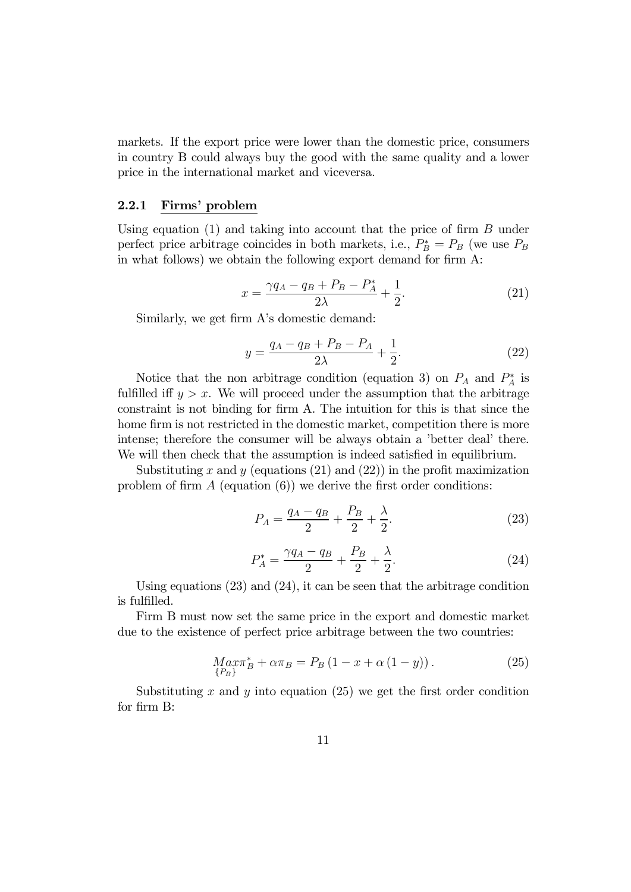markets. If the export price were lower than the domestic price, consumers in country B could always buy the good with the same quality and a lower price in the international market and viceversa.

#### 2.2.1 Firms' problem

Using equation (1) and taking into account that the price of firm $B$ under perfect price arbitrage coincides in both markets, i.e., $P_B^* = P_B$ (we use $P_B$ in what follows) we obtain the following export demand for firm A:

$$x = \frac{\gamma q_A - q_B + P_B - P_A^*}{2\lambda} + \frac{1}{2}. \tag{21}$$

Similarly, we get firm A's domestic demand:

$$y = \frac{q_A - q_B + P_B - P_A}{2\lambda} + \frac{1}{2}. \tag{22}$$

Notice that the non arbitrage condition (equation 3) on $P_A$ and $P_A^*$ is fulfilled iff $y > x$. We will proceed under the assumption that the arbitrage constraint is not binding for firm A. The intuition for this is that since the home firm is not restricted in the domestic market, competition there is more intense; therefore the consumer will be always obtain a 'better deal' there. We will then check that the assumption is indeed satisfied in equilibrium.

Substituting $x$ and $y$ (equations (21) and (22)) in the profit maximization problem of firm $A$ (equation (6)) we derive the first order conditions:

$$P_A = \frac{q_A - q_B}{2} + \frac{P_B}{2} + \frac{\lambda}{2}. \tag{23}$$

$$P_A^* = \frac{\gamma q_A - q_B}{2} + \frac{P_B}{2} + \frac{\lambda}{2}. \tag{24}$$

Using equations (23) and (24), it can be seen that the arbitrage condition is fulfilled.

Firm B must now set the same price in the export and domestic market due to the existence of perfect price arbitrage between the two countries:

$$\underset{\{P_B\}}{Max} \pi_B^* + \alpha \pi_B = P_B \left(1 - x + \alpha \left(1 - y\right)\right). \tag{25}$$

Substituting $x$ and $y$ into equation (25) we get the first order condition for firm B: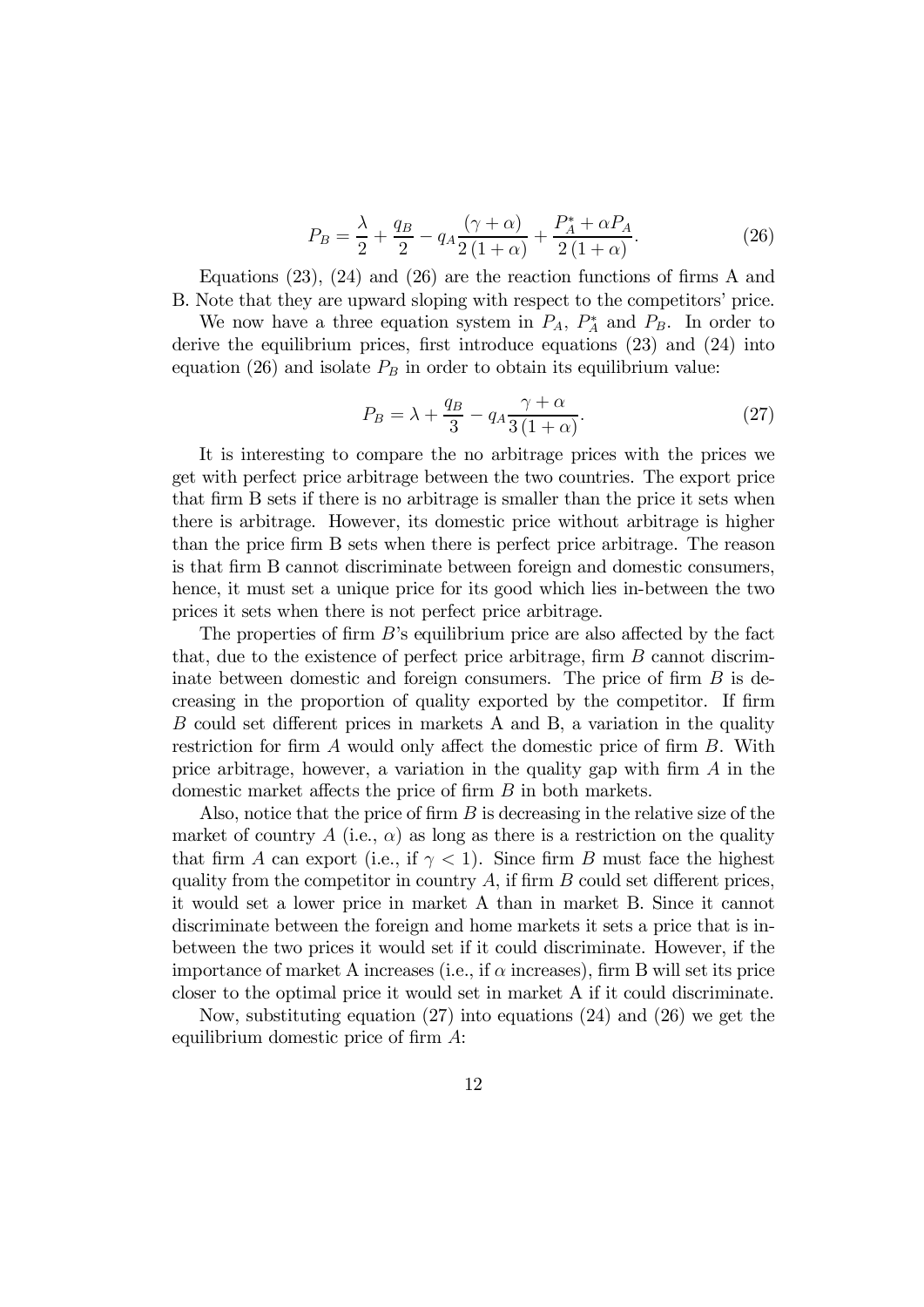$$P_B = \frac{\lambda}{2} + \frac{q_B}{2} - q_A \frac{(\gamma + \alpha)}{2(1+\alpha)} + \frac{P_A^* + \alpha P_A}{2(1+\alpha)}. \tag{26}$$

Equations (23), (24) and (26) are the reaction functions of firms A and B. Note that they are upward sloping with respect to the competitors' price.

We now have a three equation system in $P_A$, $P_A^*$ and $P_B$. In order to derive the equilibrium prices, first introduce equations (23) and (24) into equation (26) and isolate $P_B$ in order to obtain its equilibrium value:

$$P_B = \lambda + \frac{q_B}{3} - q_A \frac{\gamma + \alpha}{3(1+\alpha)}. \tag{27}$$

It is interesting to compare the no arbitrage prices with the prices we get with perfect price arbitrage between the two countries. The export price that firm B sets if there is no arbitrage is smaller than the price it sets when there is arbitrage. However, its domestic price without arbitrage is higher than the price firm B sets when there is perfect price arbitrage. The reason is that firm B cannot discriminate between foreign and domestic consumers, hence, it must set a unique price for its good which lies in-between the two prices it sets when there is not perfect price arbitrage.

The properties of firm $B$'s equilibrium price are also affected by the fact that, due to the existence of perfect price arbitrage, firm $B$ cannot discriminate between domestic and foreign consumers. The price of firm $B$ is decreasing in the proportion of quality exported by the competitor. If firm $B$ could set different prices in markets A and B, a variation in the quality restriction for firm $A$ would only affect the domestic price of firm $B$. With price arbitrage, however, a variation in the quality gap with firm $A$ in the domestic market affects the price of firm $B$ in both markets.

Also, notice that the price of firm $B$ is decreasing in the relative size of the market of country $A$ (i.e., $\alpha$) as long as there is a restriction on the quality that firm $A$ can export (i.e., if $\gamma < 1$). Since firm $B$ must face the highest quality from the competitor in country $A$, if firm $B$ could set different prices, it would set a lower price in market A than in market B. Since it cannot discriminate between the foreign and home markets it sets a price that is in-between the two prices it would set if it could discriminate. However, if the importance of market A increases (i.e., if $\alpha$ increases), firm B will set its price closer to the optimal price it would set in market A if it could discriminate.

Now, substituting equation (27) into equations (24) and (26) we get the equilibrium domestic price of firm $A$: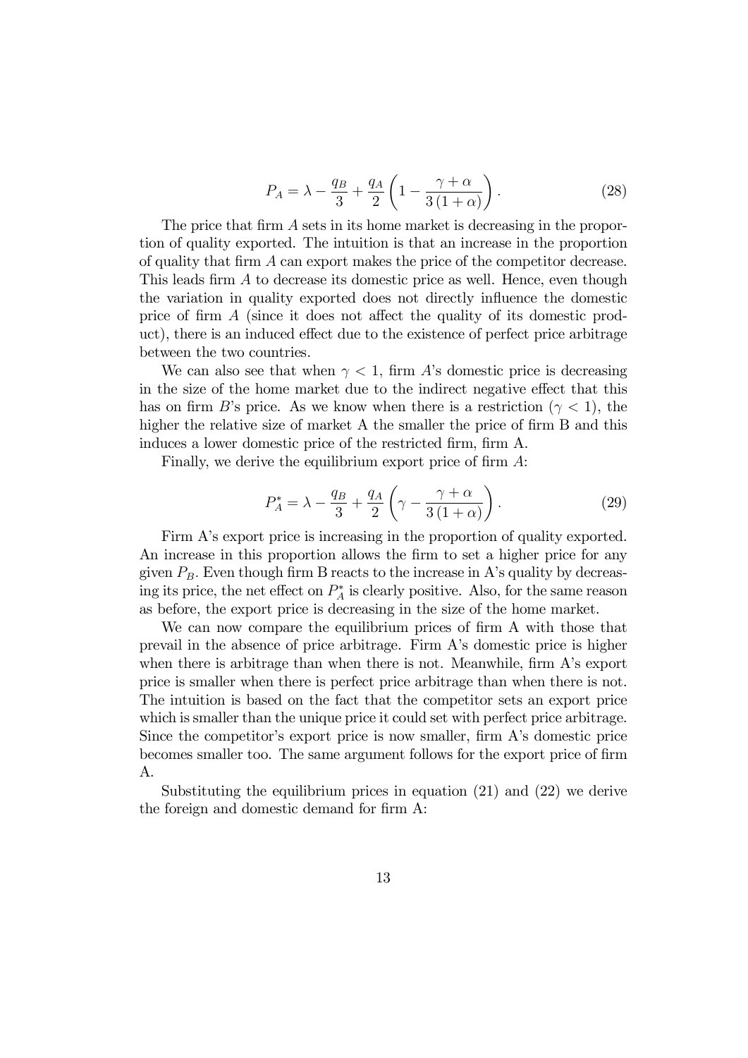$$P_A = \lambda - \frac{q_B}{3} + \frac{q_A}{2}\left(1 - \frac{\gamma + \alpha}{3(1+\alpha)}\right). \tag{28}$$

The price that firm $A$ sets in its home market is decreasing in the proportion of quality exported. The intuition is that an increase in the proportion of quality that firm $A$ can export makes the price of the competitor decrease. This leads firm $A$ to decrease its domestic price as well. Hence, even though the variation in quality exported does not directly influence the domestic price of firm $A$ (since it does not affect the quality of its domestic product), there is an induced effect due to the existence of perfect price arbitrage between the two countries.

We can also see that when $\gamma < 1$, firm $A$'s domestic price is decreasing in the size of the home market due to the indirect negative effect that this has on firm $B$'s price. As we know when there is a restriction ($\gamma < 1$), the higher the relative size of market A the smaller the price of firm B and this induces a lower domestic price of the restricted firm, firm A.

Finally, we derive the equilibrium export price of firm $A$:

$$P_A^* = \lambda - \frac{q_B}{3} + \frac{q_A}{2}\left(\gamma - \frac{\gamma + \alpha}{3(1+\alpha)}\right). \tag{29}$$

Firm A's export price is increasing in the proportion of quality exported. An increase in this proportion allows the firm to set a higher price for any given $P_B$. Even though firm B reacts to the increase in A's quality by decreasing its price, the net effect on $P_A^*$ is clearly positive. Also, for the same reason as before, the export price is decreasing in the size of the home market.

We can now compare the equilibrium prices of firm A with those that prevail in the absence of price arbitrage. Firm A's domestic price is higher when there is arbitrage than when there is not. Meanwhile, firm A's export price is smaller when there is perfect price arbitrage than when there is not. The intuition is based on the fact that the competitor sets an export price which is smaller than the unique price it could set with perfect price arbitrage. Since the competitor's export price is now smaller, firm A's domestic price becomes smaller too. The same argument follows for the export price of firm A.

Substituting the equilibrium prices in equation (21) and (22) we derive the foreign and domestic demand for firm A: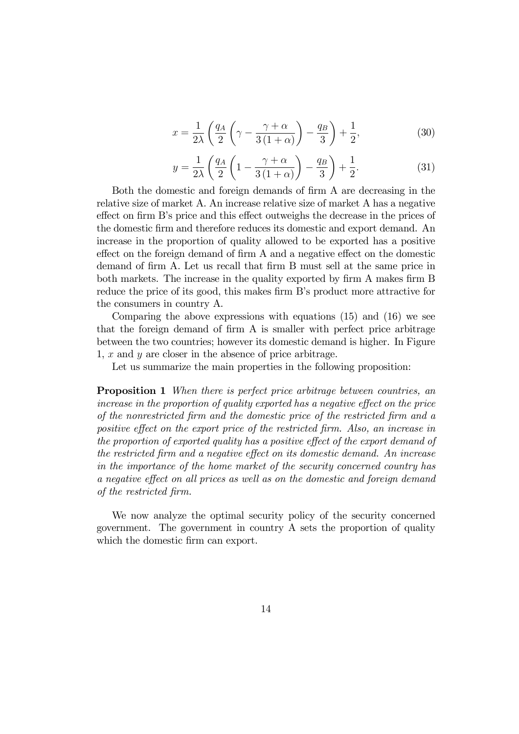$$x = \frac{1}{2\lambda}\left(\frac{q_A}{2}\left(\gamma - \frac{\gamma+\alpha}{3(1+\alpha)}\right) - \frac{q_B}{3}\right) + \frac{1}{2}, \tag{30}$$

$$y = \frac{1}{2\lambda}\left(\frac{q_A}{2}\left(1 - \frac{\gamma+\alpha}{3(1+\alpha)}\right) - \frac{q_B}{3}\right) + \frac{1}{2}. \tag{31}$$

Both the domestic and foreign demands of firm A are decreasing in the relative size of market A. An increase relative size of market A has a negative effect on firm B's price and this effect outweighs the decrease in the prices of the domestic firm and therefore reduces its domestic and export demand. An increase in the proportion of quality allowed to be exported has a positive effect on the foreign demand of firm A and a negative effect on the domestic demand of firm A. Let us recall that firm B must sell at the same price in both markets. The increase in the quality exported by firm A makes firm B reduce the price of its good, this makes firm B's product more attractive for the consumers in country A.

Comparing the above expressions with equations (15) and (16) we see that the foreign demand of firm A is smaller with perfect price arbitrage between the two countries; however its domestic demand is higher. In Figure 1, $x$ and $y$ are closer in the absence of price arbitrage.

Let us summarize the main properties in the following proposition:

**Proposition 1** *When there is perfect price arbitrage between countries, an increase in the proportion of quality exported has a negative effect on the price of the nonrestricted firm and the domestic price of the restricted firm and a positive effect on the export price of the restricted firm. Also, an increase in the proportion of exported quality has a positive effect of the export demand of the restricted firm and a negative effect on its domestic demand. An increase in the importance of the home market of the security concerned country has a negative effect on all prices as well as on the domestic and foreign demand of the restricted firm.*

We now analyze the optimal security policy of the security concerned government. The government in country A sets the proportion of quality which the domestic firm can export.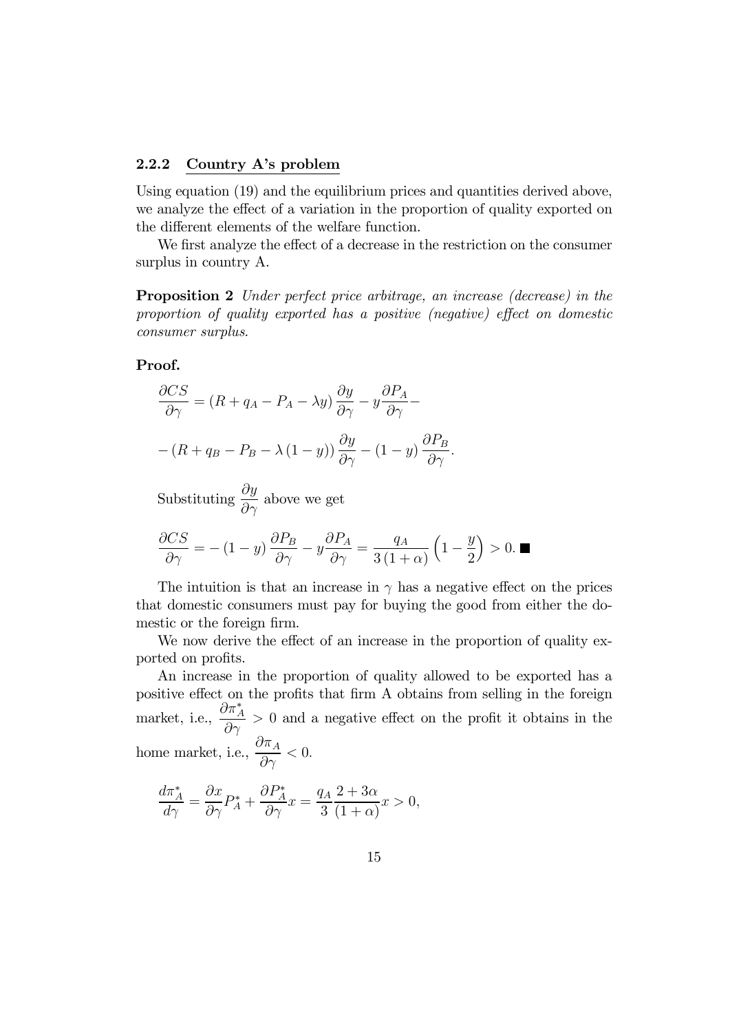### 2.2.2 Country A's problem

Using equation (19) and the equilibrium prices and quantities derived above, we analyze the effect of a variation in the proportion of quality exported on the different elements of the welfare function.

We first analyze the effect of a decrease in the restriction on the consumer surplus in country A.

**Proposition 2** *Under perfect price arbitrage, an increase (decrease) in the proportion of quality exported has a positive (negative) effect on domestic consumer surplus.*

**Proof.**

$$\frac{\partial CS}{\partial \gamma} = (R + q_A - P_A - \lambda y)\frac{\partial y}{\partial \gamma} - y\frac{\partial P_A}{\partial \gamma} -$$

$$-\left(R + q_B - P_B - \lambda(1-y)\right)\frac{\partial y}{\partial \gamma} - (1-y)\frac{\partial P_B}{\partial \gamma}.$$

Substituting $\dfrac{\partial y}{\partial \gamma}$ above we get

$$\frac{\partial CS}{\partial \gamma} = -(1-y)\frac{\partial P_B}{\partial \gamma} - y\frac{\partial P_A}{\partial \gamma} = \frac{q_A}{3(1+\alpha)}\left(1 - \frac{y}{2}\right) > 0. \blacksquare$$

The intuition is that an increase in $\gamma$ has a negative effect on the prices that domestic consumers must pay for buying the good from either the domestic or the foreign firm.

We now derive the effect of an increase in the proportion of quality exported on profits.

An increase in the proportion of quality allowed to be exported has a positive effect on the profits that firm A obtains from selling in the foreign market, i.e., $\dfrac{\partial \pi_A^*}{\partial \gamma} > 0$ and a negative effect on the profit it obtains in the home market, i.e., $\dfrac{\partial \pi_A}{\partial \gamma} < 0$.

$$\frac{d\pi_A^*}{d\gamma} = \frac{\partial x}{\partial \gamma}P_A^* + \frac{\partial P_A^*}{\partial \gamma}x = \frac{q_A}{3}\frac{2+3\alpha}{(1+\alpha)}x > 0,$$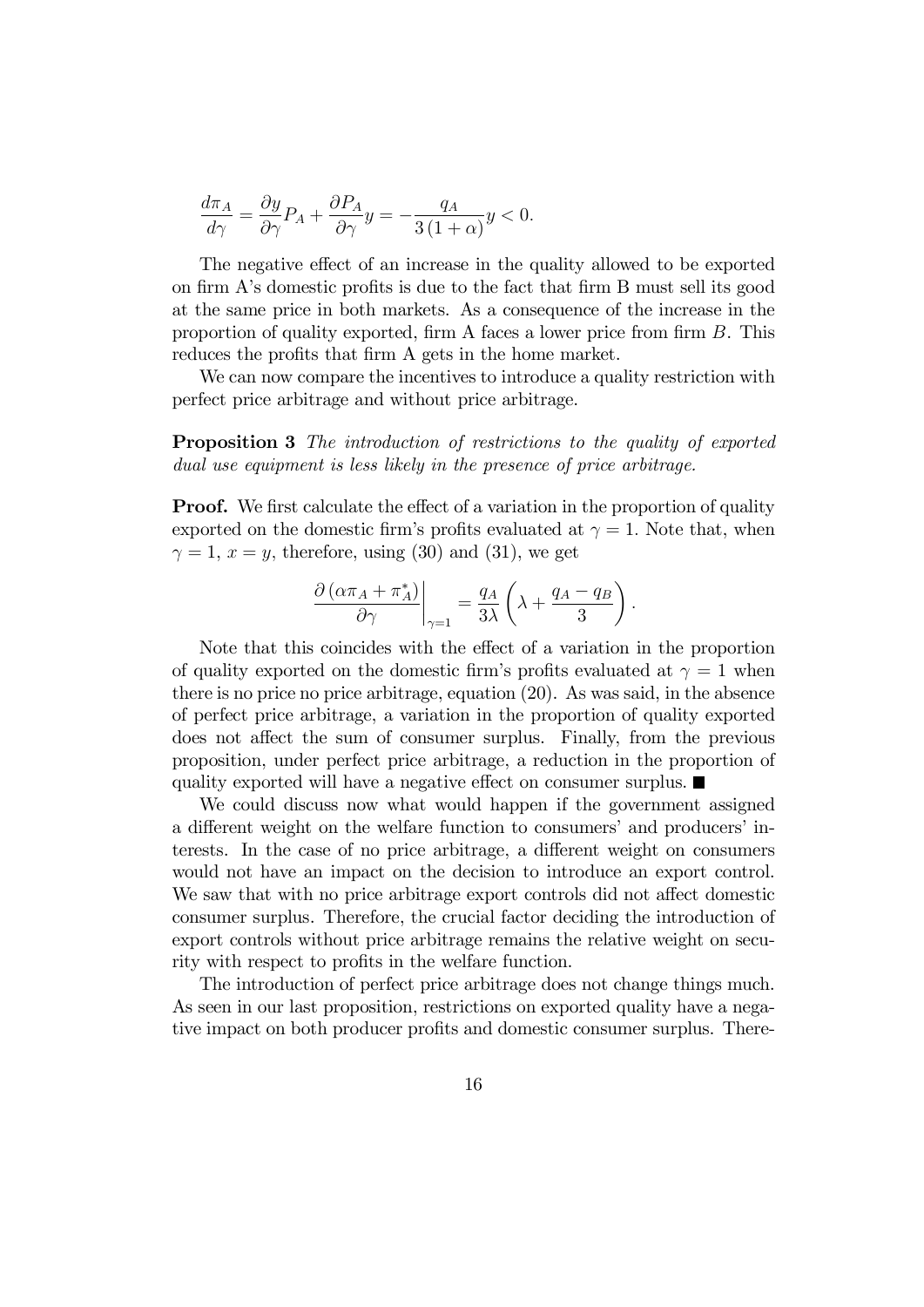$$\frac{d\pi_A}{d\gamma} = \frac{\partial y}{\partial \gamma} P_A + \frac{\partial P_A}{\partial \gamma} y = -\frac{q_A}{3(1+\alpha)} y < 0.$$

The negative effect of an increase in the quality allowed to be exported on firm A's domestic profits is due to the fact that firm B must sell its good at the same price in both markets. As a consequence of the increase in the proportion of quality exported, firm A faces a lower price from firm $B$. This reduces the profits that firm A gets in the home market.

We can now compare the incentives to introduce a quality restriction with perfect price arbitrage and without price arbitrage.

**Proposition 3** *The introduction of restrictions to the quality of exported dual use equipment is less likely in the presence of price arbitrage.*

**Proof.** We first calculate the effect of a variation in the proportion of quality exported on the domestic firm's profits evaluated at $\gamma = 1$. Note that, when $\gamma = 1$, $x = y$, therefore, using (30) and (31), we get

$$\left. \frac{\partial \left( \alpha \pi_A + \pi_A^* \right)}{\partial \gamma} \right|_{\gamma = 1} = \frac{q_A}{3\lambda} \left( \lambda + \frac{q_A - q_B}{3} \right).$$

Note that this coincides with the effect of a variation in the proportion of quality exported on the domestic firm's profits evaluated at $\gamma = 1$ when there is no price no price arbitrage, equation (20). As was said, in the absence of perfect price arbitrage, a variation in the proportion of quality exported does not affect the sum of consumer surplus. Finally, from the previous proposition, under perfect price arbitrage, a reduction in the proportion of quality exported will have a negative effect on consumer surplus. ■

We could discuss now what would happen if the government assigned a different weight on the welfare function to consumers' and producers' interests. In the case of no price arbitrage, a different weight on consumers would not have an impact on the decision to introduce an export control. We saw that with no price arbitrage export controls did not affect domestic consumer surplus. Therefore, the crucial factor deciding the introduction of export controls without price arbitrage remains the relative weight on security with respect to profits in the welfare function.

The introduction of perfect price arbitrage does not change things much. As seen in our last proposition, restrictions on exported quality have a negative impact on both producer profits and domestic consumer surplus. There-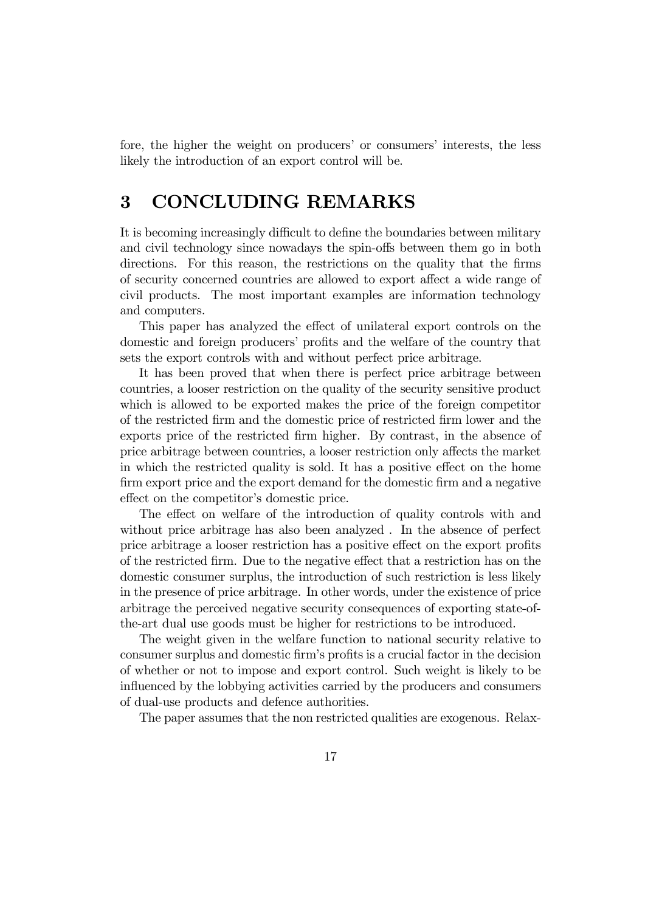fore, the higher the weight on producers' or consumers' interests, the less likely the introduction of an export control will be.

# 3 CONCLUDING REMARKS

It is becoming increasingly difficult to define the boundaries between military and civil technology since nowadays the spin-offs between them go in both directions. For this reason, the restrictions on the quality that the firms of security concerned countries are allowed to export affect a wide range of civil products. The most important examples are information technology and computers.

This paper has analyzed the effect of unilateral export controls on the domestic and foreign producers' profits and the welfare of the country that sets the export controls with and without perfect price arbitrage.

It has been proved that when there is perfect price arbitrage between countries, a looser restriction on the quality of the security sensitive product which is allowed to be exported makes the price of the foreign competitor of the restricted firm and the domestic price of restricted firm lower and the exports price of the restricted firm higher. By contrast, in the absence of price arbitrage between countries, a looser restriction only affects the market in which the restricted quality is sold. It has a positive effect on the home firm export price and the export demand for the domestic firm and a negative effect on the competitor's domestic price.

The effect on welfare of the introduction of quality controls with and without price arbitrage has also been analyzed . In the absence of perfect price arbitrage a looser restriction has a positive effect on the export profits of the restricted firm. Due to the negative effect that a restriction has on the domestic consumer surplus, the introduction of such restriction is less likely in the presence of price arbitrage. In other words, under the existence of price arbitrage the perceived negative security consequences of exporting state-of-the-art dual use goods must be higher for restrictions to be introduced.

The weight given in the welfare function to national security relative to consumer surplus and domestic firm's profits is a crucial factor in the decision of whether or not to impose and export control. Such weight is likely to be influenced by the lobbying activities carried by the producers and consumers of dual-use products and defence authorities.

The paper assumes that the non restricted qualities are exogenous. Relax-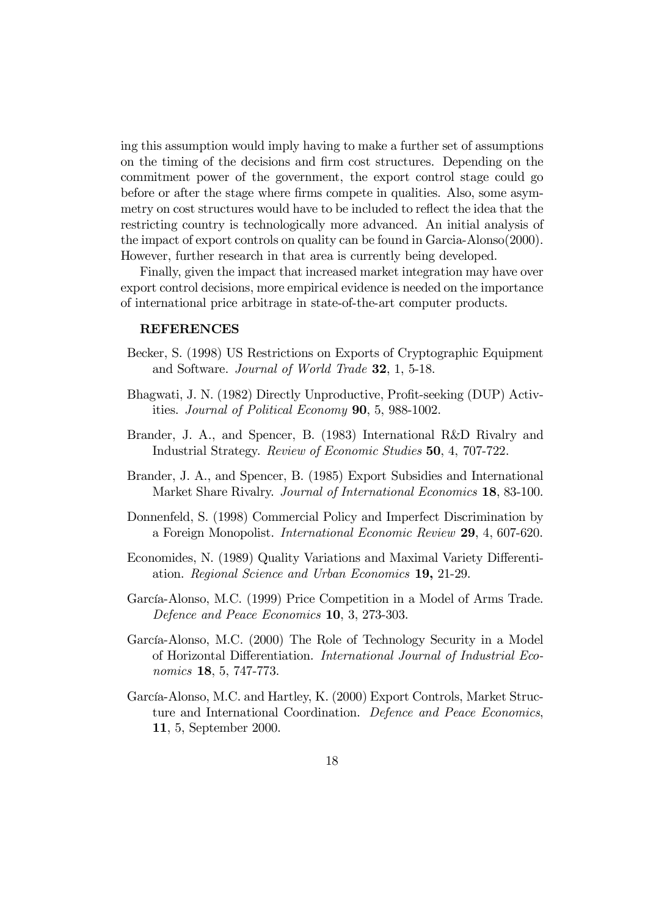ing this assumption would imply having to make a further set of assumptions on the timing of the decisions and firm cost structures. Depending on the commitment power of the government, the export control stage could go before or after the stage where firms compete in qualities. Also, some asymmetry on cost structures would have to be included to reflect the idea that the restricting country is technologically more advanced. An initial analysis of the impact of export controls on quality can be found in Garcia-Alonso(2000). However, further research in that area is currently being developed.

Finally, given the impact that increased market integration may have over export control decisions, more empirical evidence is needed on the importance of international price arbitrage in state-of-the-art computer products.

## REFERENCES

Becker, S. (1998) US Restrictions on Exports of Cryptographic Equipment and Software. *Journal of World Trade* **32**, 1, 5-18.

Bhagwati, J. N. (1982) Directly Unproductive, Profit-seeking (DUP) Activities. *Journal of Political Economy* **90**, 5, 988-1002.

Brander, J. A., and Spencer, B. (1983) International R&D Rivalry and Industrial Strategy. *Review of Economic Studies* **50**, 4, 707-722.

Brander, J. A., and Spencer, B. (1985) Export Subsidies and International Market Share Rivalry. *Journal of International Economics* **18**, 83-100.

Donnenfeld, S. (1998) Commercial Policy and Imperfect Discrimination by a Foreign Monopolist. *International Economic Review* **29**, 4, 607-620.

Economides, N. (1989) Quality Variations and Maximal Variety Differentiation. *Regional Science and Urban Economics* **19,** 21-29.

García-Alonso, M.C. (1999) Price Competition in a Model of Arms Trade. *Defence and Peace Economics* **10**, 3, 273-303.

García-Alonso, M.C. (2000) The Role of Technology Security in a Model of Horizontal Differentiation. *International Journal of Industrial Economics* **18**, 5, 747-773.

García-Alonso, M.C. and Hartley, K. (2000) Export Controls, Market Structure and International Coordination. *Defence and Peace Economics*, **11**, 5, September 2000.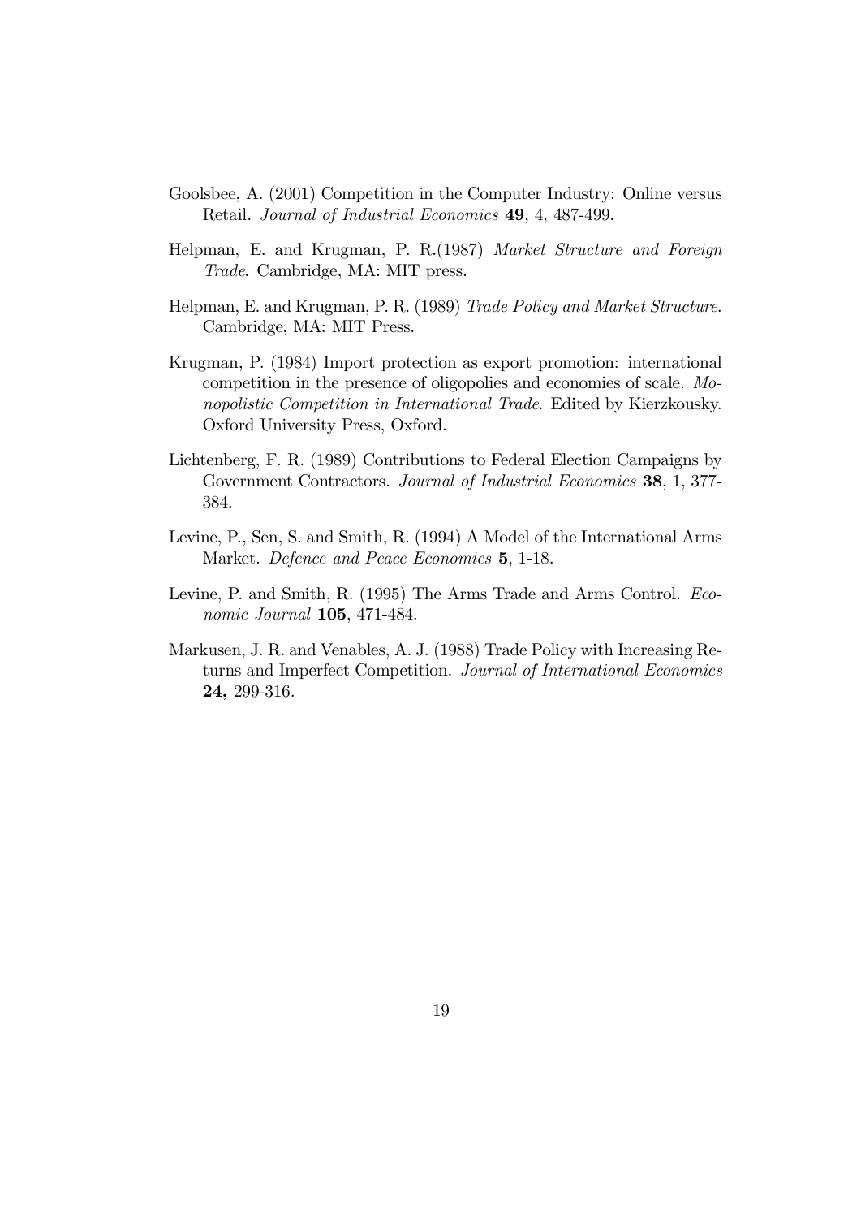Goolsbee, A. (2001) Competition in the Computer Industry: Online versus Retail. *Journal of Industrial Economics* **49**, 4, 487-499.

Helpman, E. and Krugman, P. R.(1987) *Market Structure and Foreign Trade*. Cambridge, MA: MIT press.

Helpman, E. and Krugman, P. R. (1989) *Trade Policy and Market Structure*. Cambridge, MA: MIT Press.

Krugman, P. (1984) Import protection as export promotion: international competition in the presence of oligopolies and economies of scale. *Monopolistic Competition in International Trade*. Edited by Kierzkousky. Oxford University Press, Oxford.

Lichtenberg, F. R. (1989) Contributions to Federal Election Campaigns by Government Contractors. *Journal of Industrial Economics* **38**, 1, 377-384.

Levine, P., Sen, S. and Smith, R. (1994) A Model of the International Arms Market. *Defence and Peace Economics* **5**, 1-18.

Levine, P. and Smith, R. (1995) The Arms Trade and Arms Control. *Economic Journal* **105**, 471-484.

Markusen, J. R. and Venables, A. J. (1988) Trade Policy with Increasing Returns and Imperfect Competition. *Journal of International Economics* **24,** 299-316.